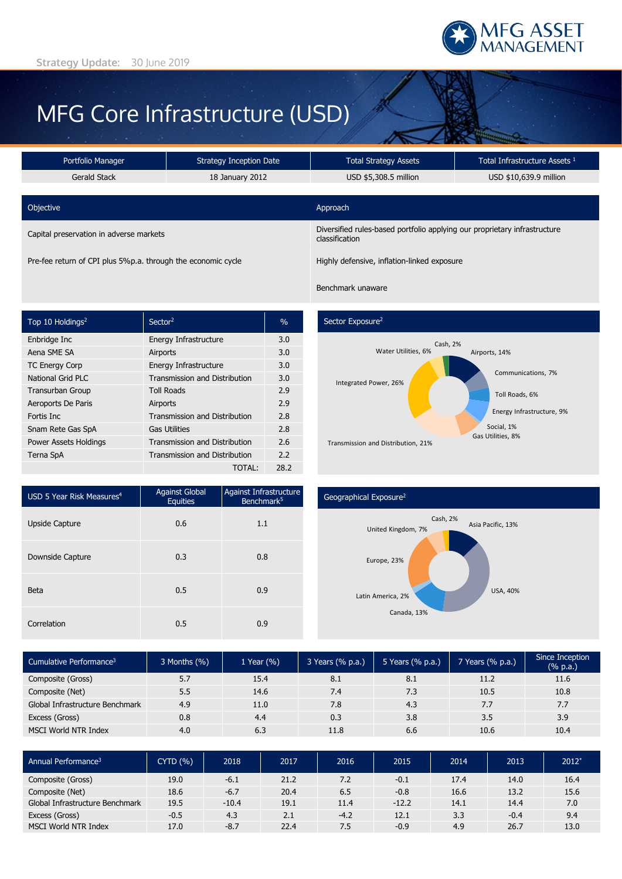Strategy Update: 30 June 2019

# MFG Core Infrastructure (USD)

| Portfolio Manager | Strategy Inception Date | Total Strategy Assets | Total Infrastructure Assets [1] |
|---|---|---|---|
| Gerald Stack | 18 January 2012 | USD $5,308.5 million | USD $10,639.9 million |

| Objective | Approach |
|---|---|
| Capital preservation in adverse markets | Diversified rules-based portfolio applying our proprietary infrastructure classification |
| Pre-fee return of CPI plus 5%p.a. through the economic cycle | Highly defensive, inflation-linked exposure |
| | Benchmark unaware |

| Top 10 Holdings[2] | Sector[2] | % |
|---|---|---|
| Enbridge Inc | Energy Infrastructure | 3.0 |
| Aena SME SA | Airports | 3.0 |
| TC Energy Corp | Energy Infrastructure | 3.0 |
| National Grid PLC | Transmission and Distribution | 3.0 |
| Transurban Group | Toll Roads | 2.9 |
| Aeroports De Paris | Airports | 2.9 |
| Fortis Inc | Transmission and Distribution | 2.8 |
| Snam Rete Gas SpA | Gas Utilities | 2.8 |
| Power Assets Holdings | Transmission and Distribution | 2.6 |
| Terna SpA | Transmission and Distribution | 2.2 |
| | TOTAL: | 28.2 |

## Sector Exposure[2]

- Airports, 14%
- Communications, 7%
- Toll Roads, 6%
- Energy Infrastructure, 9%
- Social, 1%
- Gas Utilities, 8%
- Transmission and Distribution, 21%
- Integrated Power, 26%
- Water Utilities, 6%
- Cash, 2%

| USD 5 Year Risk Measures[4] | Against Global Equities | Against Infrastructure Benchmark[5] |
|---|---|---|
| Upside Capture | 0.6 | 1.1 |
| Downside Capture | 0.3 | 0.8 |
| Beta | 0.5 | 0.9 |
| Correlation | 0.5 | 0.9 |

## Geographical Exposure[2]

- Asia Pacific, 13%
- USA, 40%
- Canada, 13%
- Latin America, 2%
- Europe, 23%
- United Kingdom, 7%
- Cash, 2%

| Cumulative Performance[3] | 3 Months (%) | 1 Year (%) | 3 Years (% p.a.) | 5 Years (% p.a.) | 7 Years (% p.a.) | Since Inception (% p.a.) |
|---|---|---|---|---|---|---|
| Composite (Gross) | 5.7 | 15.4 | 8.1 | 8.1 | 11.2 | 11.6 |
| Composite (Net) | 5.5 | 14.6 | 7.4 | 7.3 | 10.5 | 10.8 |
| Global Infrastructure Benchmark | 4.9 | 11.0 | 7.8 | 4.3 | 7.7 | 7.7 |
| Excess (Gross) | 0.8 | 4.4 | 0.3 | 3.8 | 3.5 | 3.9 |
| MSCI World NTR Index | 4.0 | 6.3 | 11.8 | 6.6 | 10.6 | 10.4 |

| Annual Performance[3] | CYTD (%) | 2018 | 2017 | 2016 | 2015 | 2014 | 2013 | 2012* |
|---|---|---|---|---|---|---|---|---|
| Composite (Gross) | 19.0 | -6.1 | 21.2 | 7.2 | -0.1 | 17.4 | 14.0 | 16.4 |
| Composite (Net) | 18.6 | -6.7 | 20.4 | 6.5 | -0.8 | 16.6 | 13.2 | 15.6 |
| Global Infrastructure Benchmark | 19.5 | -10.4 | 19.1 | 11.4 | -12.2 | 14.1 | 14.4 | 7.0 |
| Excess (Gross) | -0.5 | 4.3 | 2.1 | -4.2 | 12.1 | 3.3 | -0.4 | 9.4 |
| MSCI World NTR Index | 17.0 | -8.7 | 22.4 | 7.5 | -0.9 | 4.9 | 26.7 | 13.0 |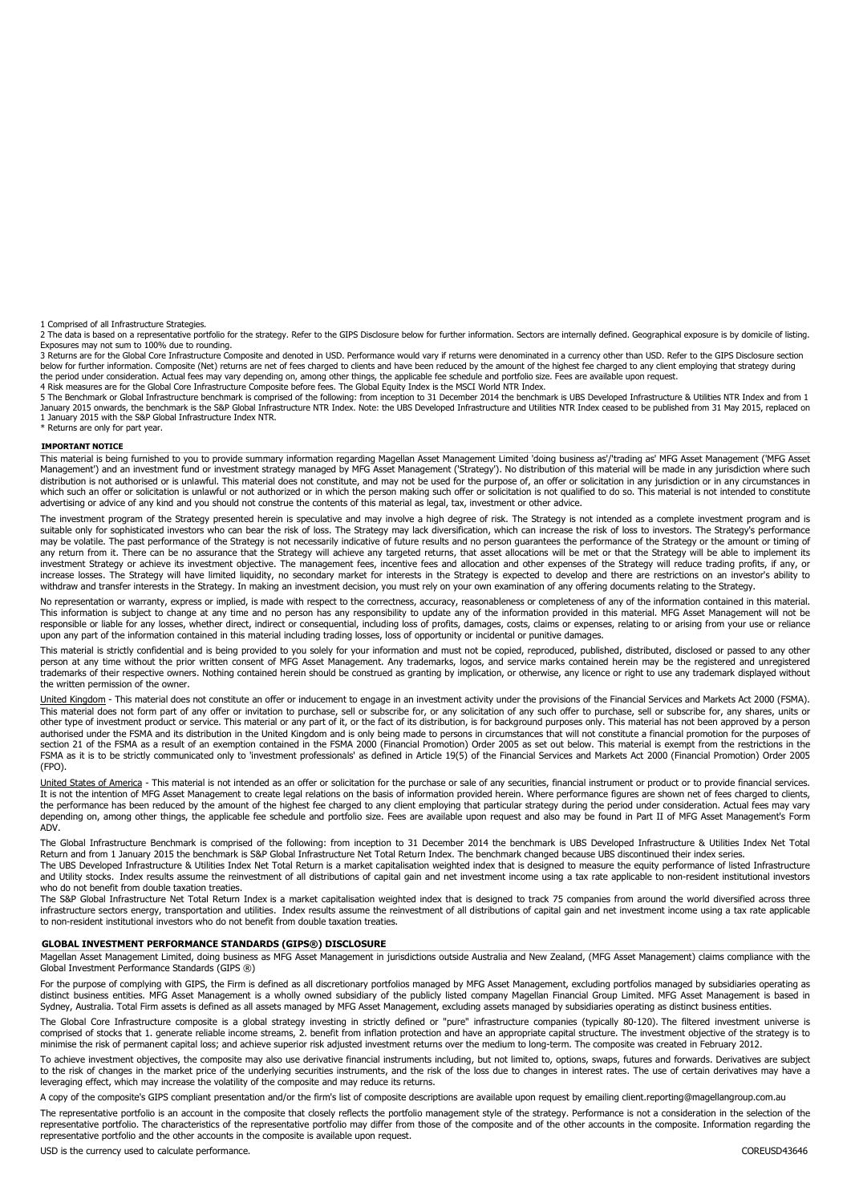1 Comprised of all Infrastructure Strategies.

2 The data is based on a representative portfolio for the strategy. Refer to the GIPS Disclosure below for further information. Sectors are internally defined. Geographical exposure is by domicile of listing. Exposures may not sum to 100% due to rounding.

3 Returns are for the Global Core Infrastructure Composite and denoted in USD. Performance would vary if returns were denominated in a currency other than USD. Refer to the GIPS Disclosure section below for further information. Composite (Net) returns are net of fees charged to clients and have been reduced by the amount of the highest fee charged to any client employing that strategy during the period under consideration. Actual fees may vary depending on, among other things, the applicable fee schedule and portfolio size. Fees are available upon request.

4 Risk measures are for the Global Core Infrastructure Composite before fees. The Global Equity Index is the MSCI World NTR Index.

5 The Benchmark or Global Infrastructure benchmark is comprised of the following: from inception to 31 December 2014 the benchmark is UBS Developed Infrastructure & Utilities NTR Index and from 1 January 2015 onwards, the benchmark is the S&P Global Infrastructure NTR Index. Note: the UBS Developed Infrastructure and Utilities NTR Index ceased to be published from 31 May 2015, replaced on 1 January 2015 with the S&P Global Infrastructure Index NTR.

* Returns are only for part year.

## IMPORTANT NOTICE

This material is being furnished to you to provide summary information regarding Magellan Asset Management Limited 'doing business as'/'trading as' MFG Asset Management ('MFG Asset Management') and an investment fund or investment strategy managed by MFG Asset Management ('Strategy'). No distribution of this material will be made in any jurisdiction where such distribution is not authorised or is unlawful. This material does not constitute, and may not be used for the purpose of, an offer or solicitation in any jurisdiction or in any circumstances in which such an offer or solicitation is unlawful or not authorized or in which the person making such offer or solicitation is not qualified to do so. This material is not intended to constitute advertising or advice of any kind and you should not construe the contents of this material as legal, tax, investment or other advice.

The investment program of the Strategy presented herein is speculative and may involve a high degree of risk. The Strategy is not intended as a complete investment program and is suitable only for sophisticated investors who can bear the risk of loss. The Strategy may lack diversification, which can increase the risk of loss to investors. The Strategy's performance may be volatile. The past performance of the Strategy is not necessarily indicative of future results and no person guarantees the performance of the Strategy or the amount or timing of any return from it. There can be no assurance that the Strategy will achieve any targeted returns, that asset allocations will be met or that the Strategy will be able to implement its investment Strategy or achieve its investment objective. The management fees, incentive fees and allocation and other expenses of the Strategy will reduce trading profits, if any, or increase losses. The Strategy will have limited liquidity, no secondary market for interests in the Strategy is expected to develop and there are restrictions on an investor's ability to withdraw and transfer interests in the Strategy. In making an investment decision, you must rely on your own examination of any offering documents relating to the Strategy.

No representation or warranty, express or implied, is made with respect to the correctness, accuracy, reasonableness or completeness of any of the information contained in this material. This information is subject to change at any time and no person has any responsibility to update any of the information provided in this material. MFG Asset Management will not be responsible or liable for any losses, whether direct, indirect or consequential, including loss of profits, damages, costs, claims or expenses, relating to or arising from your use or reliance upon any part of the information contained in this material including trading losses, loss of opportunity or incidental or punitive damages.

This material is strictly confidential and is being provided to you solely for your information and must not be copied, reproduced, published, distributed, disclosed or passed to any other person at any time without the prior written consent of MFG Asset Management. Any trademarks, logos, and service marks contained herein may be the registered and unregistered trademarks of their respective owners. Nothing contained herein should be construed as granting by implication, or otherwise, any licence or right to use any trademark displayed without the written permission of the owner.

United Kingdom - This material does not constitute an offer or inducement to engage in an investment activity under the provisions of the Financial Services and Markets Act 2000 (FSMA). This material does not form part of any offer or invitation to purchase, sell or subscribe for, or any solicitation of any such offer to purchase, sell or subscribe for, any shares, units or other type of investment product or service. This material or any part of it, or the fact of its distribution, is for background purposes only. This material has not been approved by a person authorised under the FSMA and its distribution in the United Kingdom and is only being made to persons in circumstances that will not constitute a financial promotion for the purposes of section 21 of the FSMA as a result of an exemption contained in the FSMA 2000 (Financial Promotion) Order 2005 as set out below. This material is exempt from the restrictions in the FSMA as it is to be strictly communicated only to 'investment professionals' as defined in Article 19(5) of the Financial Services and Markets Act 2000 (Financial Promotion) Order 2005 (FPO).

United States of America - This material is not intended as an offer or solicitation for the purchase or sale of any securities, financial instrument or product or to provide financial services. It is not the intention of MFG Asset Management to create legal relations on the basis of information provided herein. Where performance figures are shown net of fees charged to clients, the performance has been reduced by the amount of the highest fee charged to any client employing that particular strategy during the period under consideration. Actual fees may vary depending on, among other things, the applicable fee schedule and portfolio size. Fees are available upon request and also may be found in Part II of MFG Asset Management's Form ADV.

The Global Infrastructure Benchmark is comprised of the following: from inception to 31 December 2014 the benchmark is UBS Developed Infrastructure & Utilities Index Net Total Return and from 1 January 2015 the benchmark is S&P Global Infrastructure Net Total Return Index. The benchmark changed because UBS discontinued their index series.

The UBS Developed Infrastructure & Utilities Index Net Total Return is a market capitalisation weighted index that is designed to measure the equity performance of listed Infrastructure and Utility stocks. Index results assume the reinvestment of all distributions of capital gain and net investment income using a tax rate applicable to non-resident institutional investors who do not benefit from double taxation treaties.

The S&P Global Infrastructure Net Total Return Index is a market capitalisation weighted index that is designed to track 75 companies from around the world diversified across three infrastructure sectors energy, transportation and utilities. Index results assume the reinvestment of all distributions of capital gain and net investment income using a tax rate applicable to non-resident institutional investors who do not benefit from double taxation treaties.

## GLOBAL INVESTMENT PERFORMANCE STANDARDS (GIPS®) DISCLOSURE

Magellan Asset Management Limited, doing business as MFG Asset Management in jurisdictions outside Australia and New Zealand, (MFG Asset Management) claims compliance with the Global Investment Performance Standards (GIPS ®)

For the purpose of complying with GIPS, the Firm is defined as all discretionary portfolios managed by MFG Asset Management, excluding portfolios managed by subsidiaries operating as distinct business entities. MFG Asset Management is a wholly owned subsidiary of the publicly listed company Magellan Financial Group Limited. MFG Asset Management is based in Sydney, Australia. Total Firm assets is defined as all assets managed by MFG Asset Management, excluding assets managed by subsidiaries operating as distinct business entities.

The Global Core Infrastructure composite is a global strategy investing in strictly defined or "pure" infrastructure companies (typically 80-120). The filtered investment universe is comprised of stocks that 1. generate reliable income streams, 2. benefit from inflation protection and have an appropriate capital structure. The investment objective of the strategy is to minimise the risk of permanent capital loss; and achieve superior risk adjusted investment returns over the medium to long-term. The composite was created in February 2012.

To achieve investment objectives, the composite may also use derivative financial instruments including, but not limited to, options, swaps, futures and forwards. Derivatives are subject to the risk of changes in the market price of the underlying securities instruments, and the risk of the loss due to changes in interest rates. The use of certain derivatives may have a leveraging effect, which may increase the volatility of the composite and may reduce its returns.

A copy of the composite's GIPS compliant presentation and/or the firm's list of composite descriptions are available upon request by emailing client.reporting@magellangroup.com.au

The representative portfolio is an account in the composite that closely reflects the portfolio management style of the strategy. Performance is not a consideration in the selection of the representative portfolio. The characteristics of the representative portfolio may differ from those of the composite and of the other accounts in the composite. Information regarding the representative portfolio and the other accounts in the composite is available upon request.

USD is the currency used to calculate performance.

COREUSD43646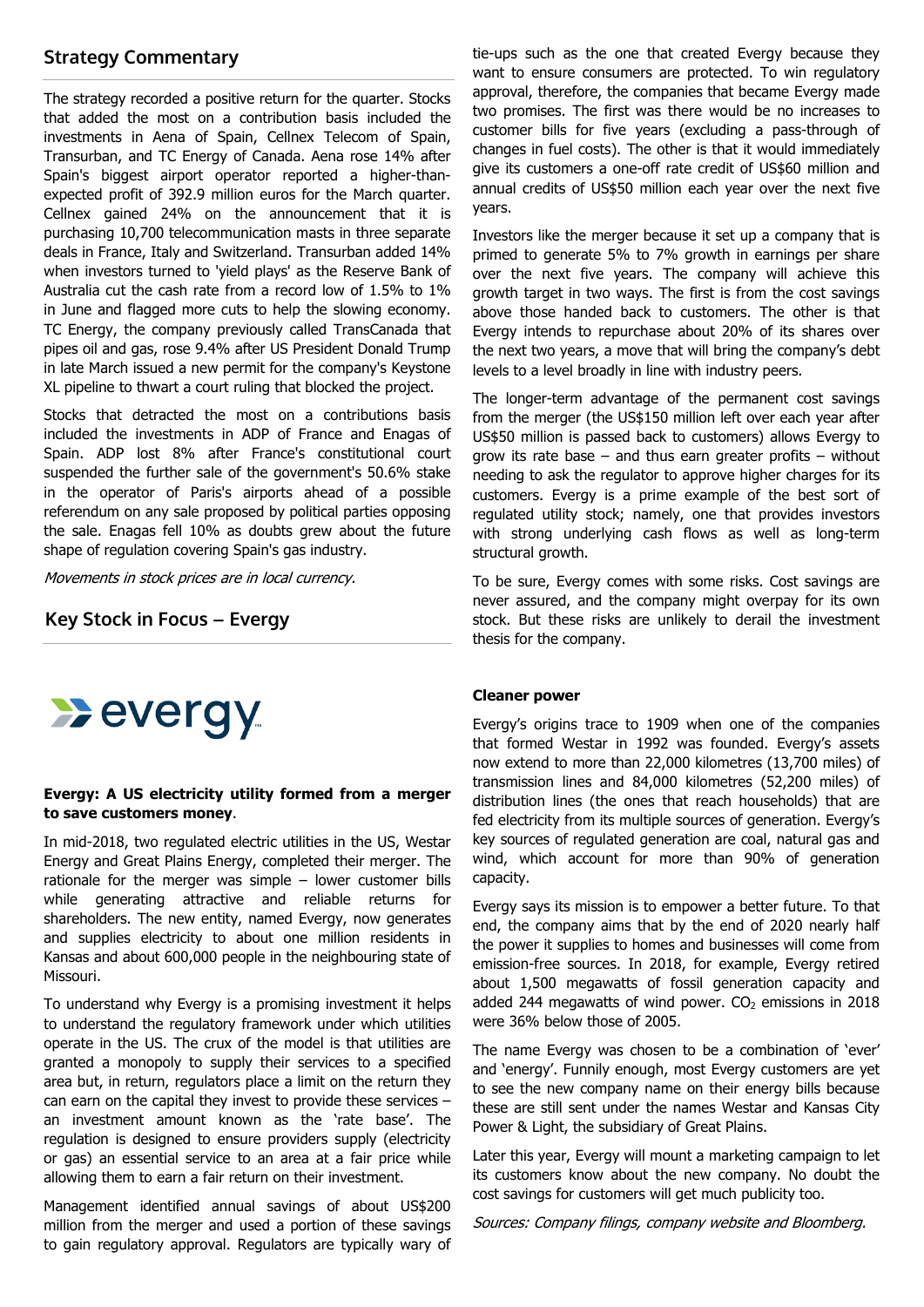## Strategy Commentary

The strategy recorded a positive return for the quarter. Stocks that added the most on a contribution basis included the investments in Aena of Spain, Cellnex Telecom of Spain, Transurban, and TC Energy of Canada. Aena rose 14% after Spain's biggest airport operator reported a higher-than-expected profit of 392.9 million euros for the March quarter. Cellnex gained 24% on the announcement that it is purchasing 10,700 telecommunication masts in three separate deals in France, Italy and Switzerland. Transurban added 14% when investors turned to 'yield plays' as the Reserve Bank of Australia cut the cash rate from a record low of 1.5% to 1% in June and flagged more cuts to help the slowing economy. TC Energy, the company previously called TransCanada that pipes oil and gas, rose 9.4% after US President Donald Trump in late March issued a new permit for the company's Keystone XL pipeline to thwart a court ruling that blocked the project.

Stocks that detracted the most on a contributions basis included the investments in ADP of France and Enagas of Spain. ADP lost 8% after France's constitutional court suspended the further sale of the government's 50.6% stake in the operator of Paris's airports ahead of a possible referendum on any sale proposed by political parties opposing the sale. Enagas fell 10% as doubts grew about the future shape of regulation covering Spain's gas industry.

*Movements in stock prices are in local currency.*

## Key Stock in Focus – Evergy

evergy

**Evergy: A US electricity utility formed from a merger to save customers money**.

In mid-2018, two regulated electric utilities in the US, Westar Energy and Great Plains Energy, completed their merger. The rationale for the merger was simple – lower customer bills while generating attractive and reliable returns for shareholders. The new entity, named Evergy, now generates and supplies electricity to about one million residents in Kansas and about 600,000 people in the neighbouring state of Missouri.

To understand why Evergy is a promising investment it helps to understand the regulatory framework under which utilities operate in the US. The crux of the model is that utilities are granted a monopoly to supply their services to a specified area but, in return, regulators place a limit on the return they can earn on the capital they invest to provide these services – an investment amount known as the 'rate base'. The regulation is designed to ensure providers supply (electricity or gas) an essential service to an area at a fair price while allowing them to earn a fair return on their investment.

Management identified annual savings of about US$200 million from the merger and used a portion of these savings to gain regulatory approval. Regulators are typically wary of tie-ups such as the one that created Evergy because they want to ensure consumers are protected. To win regulatory approval, therefore, the companies that became Evergy made two promises. The first was there would be no increases to customer bills for five years (excluding a pass-through of changes in fuel costs). The other is that it would immediately give its customers a one-off rate credit of US$60 million and annual credits of US$50 million each year over the next five years.

Investors like the merger because it set up a company that is primed to generate 5% to 7% growth in earnings per share over the next five years. The company will achieve this growth target in two ways. The first is from the cost savings above those handed back to customers. The other is that Evergy intends to repurchase about 20% of its shares over the next two years, a move that will bring the company's debt levels to a level broadly in line with industry peers.

The longer-term advantage of the permanent cost savings from the merger (the US$150 million left over each year after US$50 million is passed back to customers) allows Evergy to grow its rate base – and thus earn greater profits – without needing to ask the regulator to approve higher charges for its customers. Evergy is a prime example of the best sort of regulated utility stock; namely, one that provides investors with strong underlying cash flows as well as long-term structural growth.

To be sure, Evergy comes with some risks. Cost savings are never assured, and the company might overpay for its own stock. But these risks are unlikely to derail the investment thesis for the company.

**Cleaner power**

Evergy's origins trace to 1909 when one of the companies that formed Westar in 1992 was founded. Evergy's assets now extend to more than 22,000 kilometres (13,700 miles) of transmission lines and 84,000 kilometres (52,200 miles) of distribution lines (the ones that reach households) that are fed electricity from its multiple sources of generation. Evergy's key sources of regulated generation are coal, natural gas and wind, which account for more than 90% of generation capacity.

Evergy says its mission is to empower a better future. To that end, the company aims that by the end of 2020 nearly half the power it supplies to homes and businesses will come from emission-free sources. In 2018, for example, Evergy retired about 1,500 megawatts of fossil generation capacity and added 244 megawatts of wind power. $CO_2$ emissions in 2018 were 36% below those of 2005.

The name Evergy was chosen to be a combination of 'ever' and 'energy'. Funnily enough, most Evergy customers are yet to see the new company name on their energy bills because these are still sent under the names Westar and Kansas City Power & Light, the subsidiary of Great Plains.

Later this year, Evergy will mount a marketing campaign to let its customers know about the new company. No doubt the cost savings for customers will get much publicity too.

*Sources: Company filings, company website and Bloomberg.*